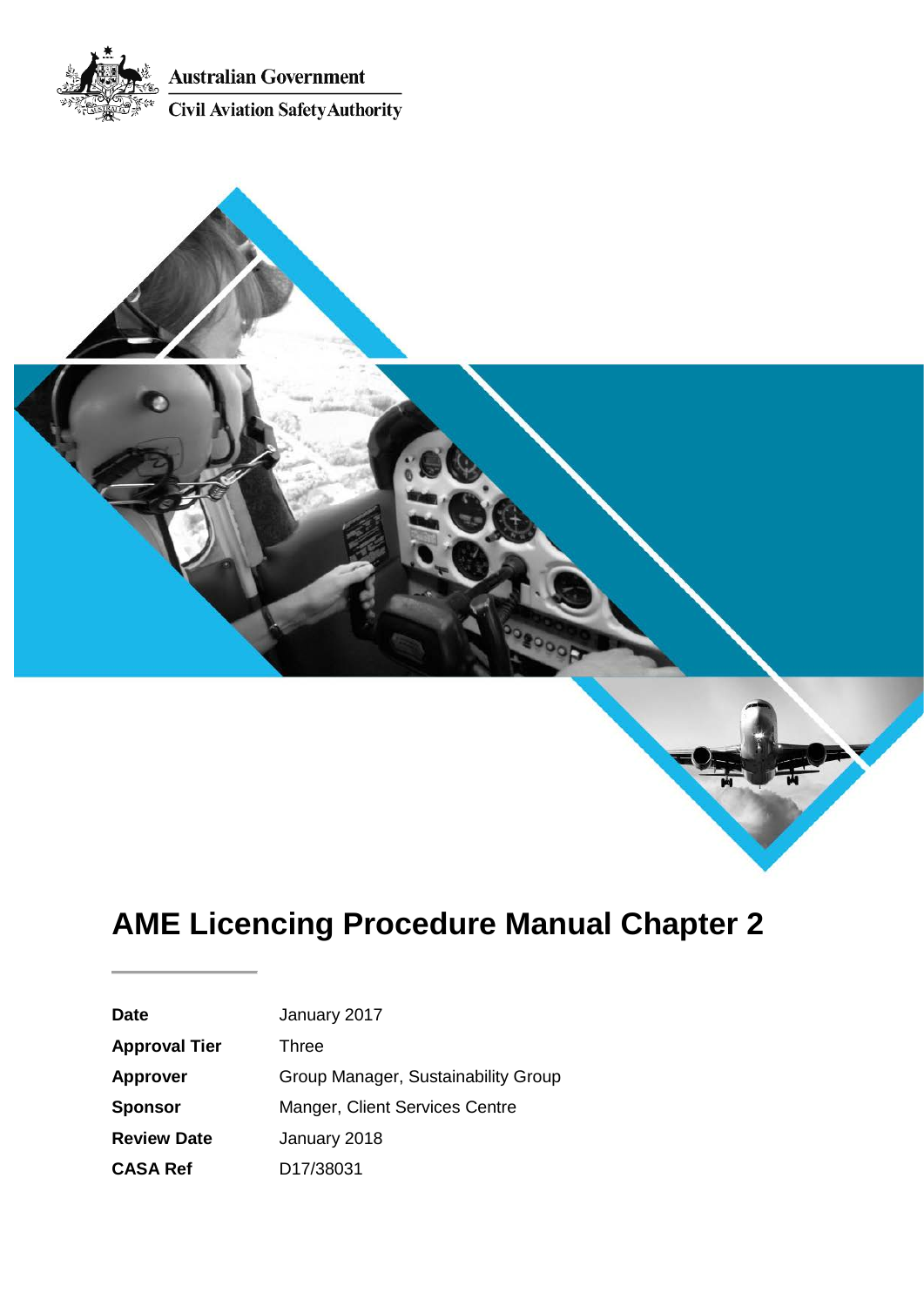Australian Government

Civil Aviation Safety Authority

# AME Licencing Procedure Manual Chapter 2

| | |
|---|---|
| **Date** | January 2017 |
| **Approval Tier** | Three |
| **Approver** | Group Manager, Sustainability Group |
| **Sponsor** | Manger, Client Services Centre |
| **Review Date** | January 2018 |
| **CASA Ref** | D17/38031 |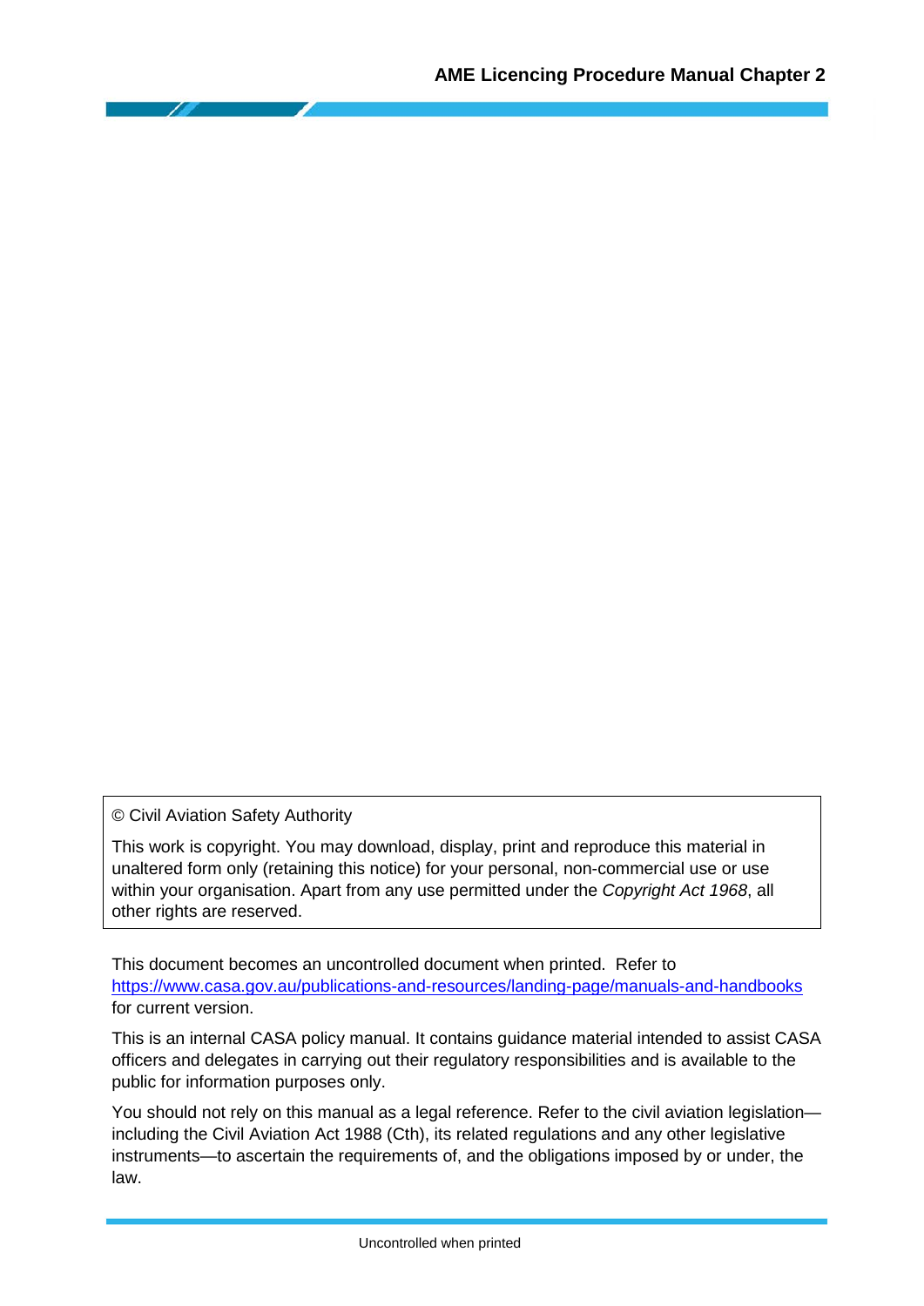© Civil Aviation Safety Authority

This work is copyright. You may download, display, print and reproduce this material in unaltered form only (retaining this notice) for your personal, non-commercial use or use within your organisation. Apart from any use permitted under the *Copyright Act 1968*, all other rights are reserved.

This document becomes an uncontrolled document when printed. Refer to [https://www.casa.gov.au/publications-and-resources/landing-page/manuals-and-handbooks](https://www.casa.gov.au/publications-and-resources/landing-page/manuals-and-handbooks) for current version.

This is an internal CASA policy manual. It contains guidance material intended to assist CASA officers and delegates in carrying out their regulatory responsibilities and is available to the public for information purposes only.

You should not rely on this manual as a legal reference. Refer to the civil aviation legislation—including the Civil Aviation Act 1988 (Cth), its related regulations and any other legislative instruments—to ascertain the requirements of, and the obligations imposed by or under, the law.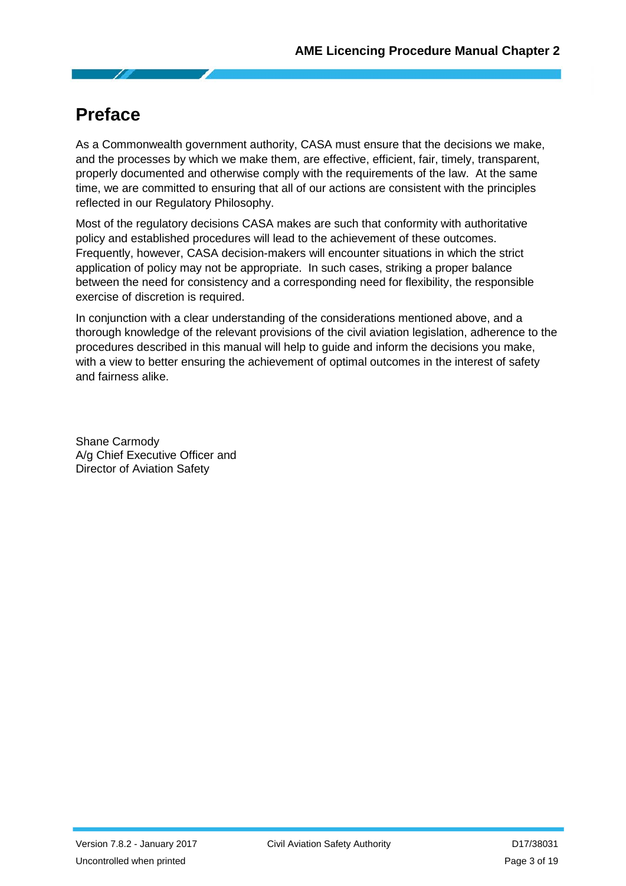# Preface

As a Commonwealth government authority, CASA must ensure that the decisions we make, and the processes by which we make them, are effective, efficient, fair, timely, transparent, properly documented and otherwise comply with the requirements of the law. At the same time, we are committed to ensuring that all of our actions are consistent with the principles reflected in our Regulatory Philosophy.

Most of the regulatory decisions CASA makes are such that conformity with authoritative policy and established procedures will lead to the achievement of these outcomes. Frequently, however, CASA decision-makers will encounter situations in which the strict application of policy may not be appropriate. In such cases, striking a proper balance between the need for consistency and a corresponding need for flexibility, the responsible exercise of discretion is required.

In conjunction with a clear understanding of the considerations mentioned above, and a thorough knowledge of the relevant provisions of the civil aviation legislation, adherence to the procedures described in this manual will help to guide and inform the decisions you make, with a view to better ensuring the achievement of optimal outcomes in the interest of safety and fairness alike.

Shane Carmody
A/g Chief Executive Officer and
Director of Aviation Safety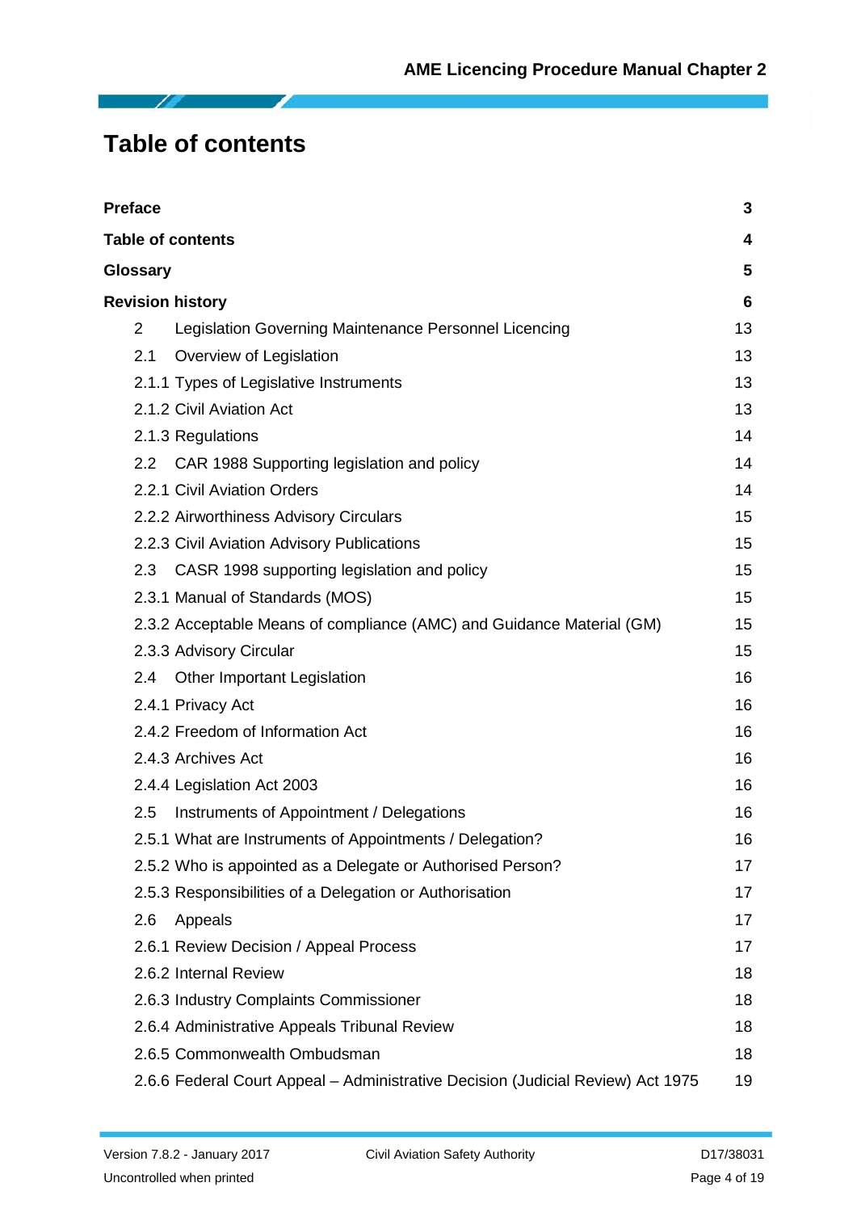# Table of contents

| | |
|---|---|
| **Preface** | **3** |
| **Table of contents** | **4** |
| **Glossary** | **5** |
| **Revision history** | **6** |
| 2 Legislation Governing Maintenance Personnel Licencing | 13 |
| 2.1 Overview of Legislation | 13 |
| 2.1.1 Types of Legislative Instruments | 13 |
| 2.1.2 Civil Aviation Act | 13 |
| 2.1.3 Regulations | 14 |
| 2.2 CAR 1988 Supporting legislation and policy | 14 |
| 2.2.1 Civil Aviation Orders | 14 |
| 2.2.2 Airworthiness Advisory Circulars | 15 |
| 2.2.3 Civil Aviation Advisory Publications | 15 |
| 2.3 CASR 1998 supporting legislation and policy | 15 |
| 2.3.1 Manual of Standards (MOS) | 15 |
| 2.3.2 Acceptable Means of compliance (AMC) and Guidance Material (GM) | 15 |
| 2.3.3 Advisory Circular | 15 |
| 2.4 Other Important Legislation | 16 |
| 2.4.1 Privacy Act | 16 |
| 2.4.2 Freedom of Information Act | 16 |
| 2.4.3 Archives Act | 16 |
| 2.4.4 Legislation Act 2003 | 16 |
| 2.5 Instruments of Appointment / Delegations | 16 |
| 2.5.1 What are Instruments of Appointments / Delegation? | 16 |
| 2.5.2 Who is appointed as a Delegate or Authorised Person? | 17 |
| 2.5.3 Responsibilities of a Delegation or Authorisation | 17 |
| 2.6 Appeals | 17 |
| 2.6.1 Review Decision / Appeal Process | 17 |
| 2.6.2 Internal Review | 18 |
| 2.6.3 Industry Complaints Commissioner | 18 |
| 2.6.4 Administrative Appeals Tribunal Review | 18 |
| 2.6.5 Commonwealth Ombudsman | 18 |
| 2.6.6 Federal Court Appeal – Administrative Decision (Judicial Review) Act 1975 | 19 |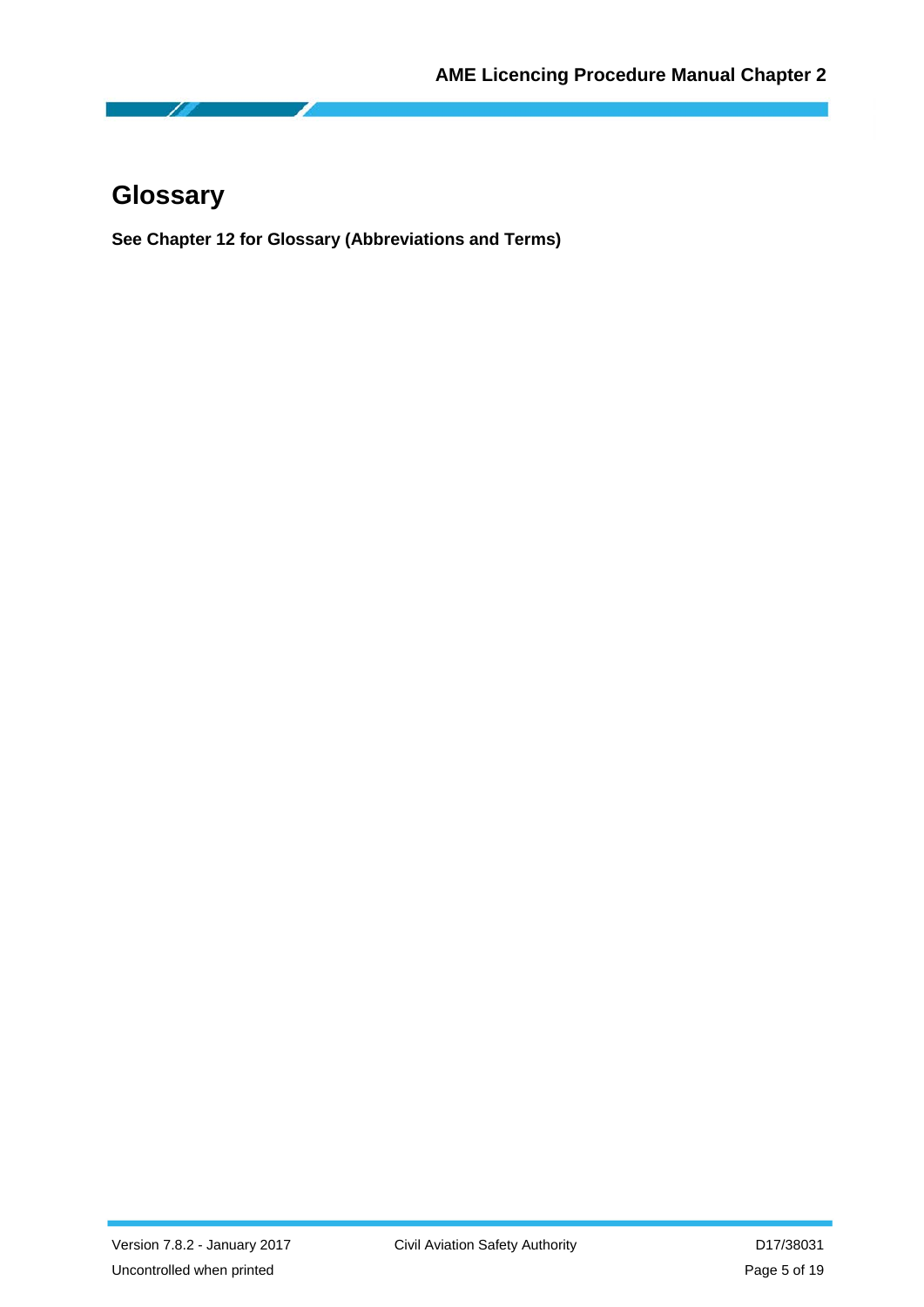# Glossary

**See Chapter 12 for Glossary (Abbreviations and Terms)**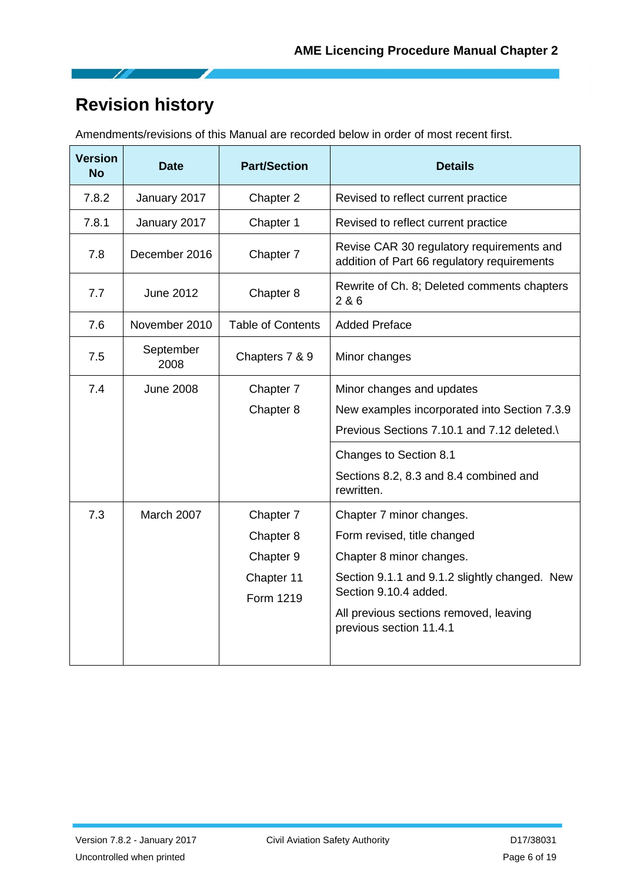# Revision history

Amendments/revisions of this Manual are recorded below in order of most recent first.

| Version No | Date | Part/Section | Details |
|---|---|---|---|
| 7.8.2 | January 2017 | Chapter 2 | Revised to reflect current practice |
| 7.8.1 | January 2017 | Chapter 1 | Revised to reflect current practice |
| 7.8 | December 2016 | Chapter 7 | Revise CAR 30 regulatory requirements and addition of Part 66 regulatory requirements |
| 7.7 | June 2012 | Chapter 8 | Rewrite of Ch. 8; Deleted comments chapters 2 & 6 |
| 7.6 | November 2010 | Table of Contents | Added Preface |
| 7.5 | September 2008 | Chapters 7 & 9 | Minor changes |
| 7.4 | June 2008 | Chapter 7<br>Chapter 8 | Minor changes and updates<br>New examples incorporated into Section 7.3.9<br>Previous Sections 7.10.1 and 7.12 deleted.\ |
| | | | Changes to Section 8.1<br>Sections 8.2, 8.3 and 8.4 combined and rewritten. |
| 7.3 | March 2007 | Chapter 7<br>Chapter 8<br>Chapter 9<br>Chapter 11<br>Form 1219 | Chapter 7 minor changes.<br>Form revised, title changed<br>Chapter 8 minor changes.<br>Section 9.1.1 and 9.1.2 slightly changed. New Section 9.10.4 added.<br>All previous sections removed, leaving previous section 11.4.1 |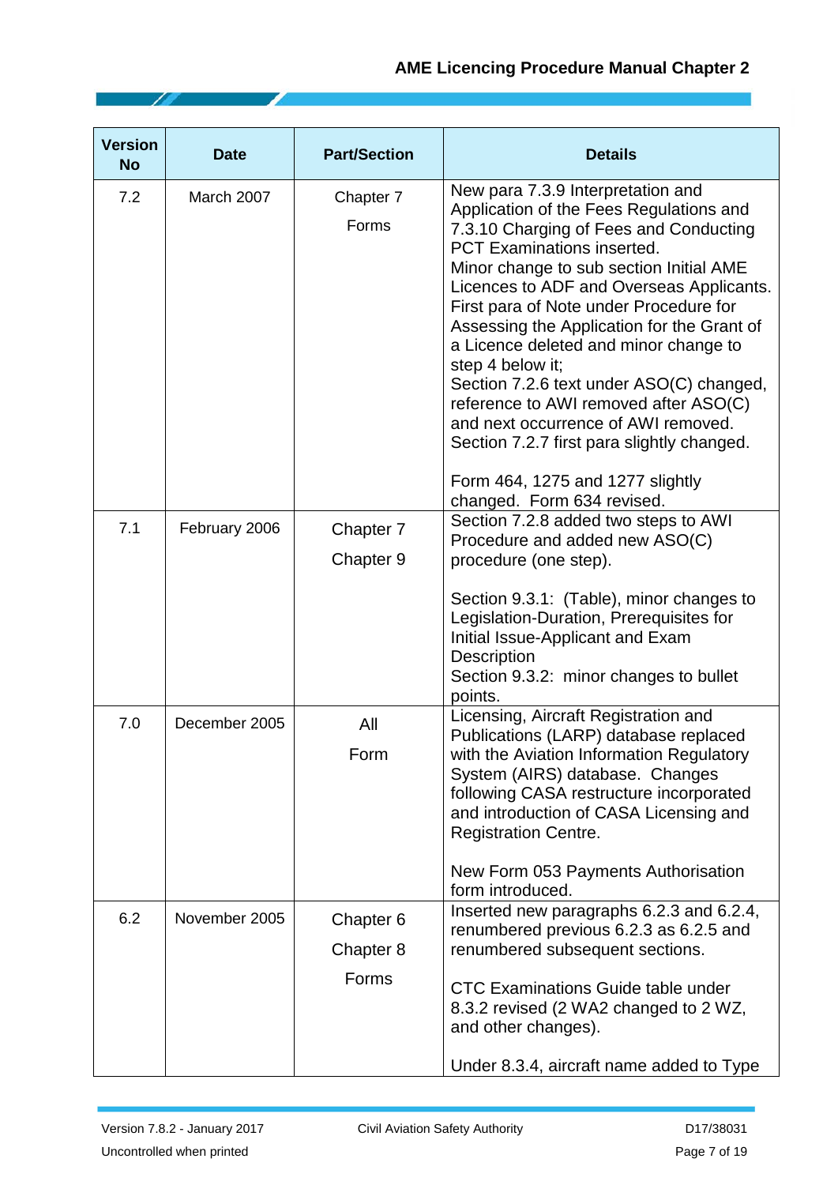| Version No | Date | Part/Section | Details |
|---|---|---|---|
| 7.2 | March 2007 | Chapter 7<br>Forms | New para 7.3.9 Interpretation and Application of the Fees Regulations and 7.3.10 Charging of Fees and Conducting PCT Examinations inserted.<br>Minor change to sub section Initial AME Licences to ADF and Overseas Applicants.<br>First para of Note under Procedure for Assessing the Application for the Grant of a Licence deleted and minor change to step 4 below it;<br>Section 7.2.6 text under ASO(C) changed, reference to AWI removed after ASO(C) and next occurrence of AWI removed.<br>Section 7.2.7 first para slightly changed.<br><br>Form 464, 1275 and 1277 slightly changed. Form 634 revised. |
| 7.1 | February 2006 | Chapter 7<br>Chapter 9 | Section 7.2.8 added two steps to AWI Procedure and added new ASO(C) procedure (one step).<br><br>Section 9.3.1: (Table), minor changes to Legislation-Duration, Prerequisites for Initial Issue-Applicant and Exam Description<br>Section 9.3.2: minor changes to bullet points. |
| 7.0 | December 2005 | All<br>Form | Licensing, Aircraft Registration and Publications (LARP) database replaced with the Aviation Information Regulatory System (AIRS) database. Changes following CASA restructure incorporated and introduction of CASA Licensing and Registration Centre.<br><br>New Form 053 Payments Authorisation form introduced. |
| 6.2 | November 2005 | Chapter 6<br>Chapter 8<br>Forms | Inserted new paragraphs 6.2.3 and 6.2.4, renumbered previous 6.2.3 as 6.2.5 and renumbered subsequent sections.<br><br>CTC Examinations Guide table under 8.3.2 revised (2 WA2 changed to 2 WZ, and other changes).<br><br>Under 8.3.4, aircraft name added to Type |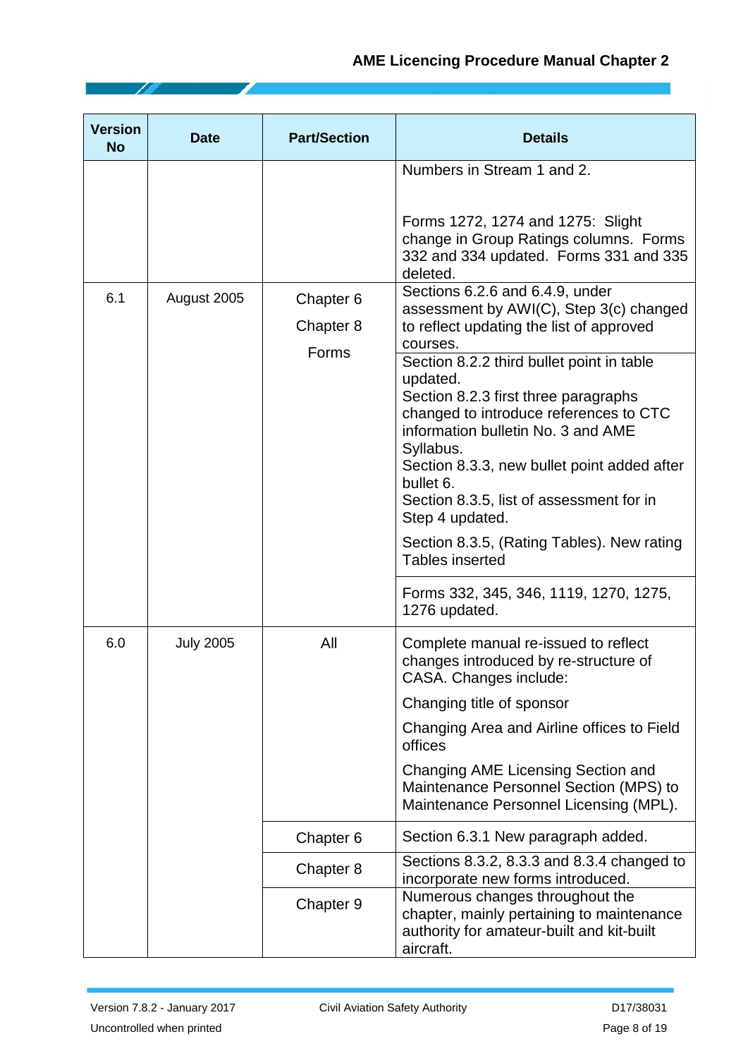| Version No | Date | Part/Section | Details |
|---|---|---|---|
| | | | Numbers in Stream 1 and 2.<br><br>Forms 1272, 1274 and 1275: Slight change in Group Ratings columns. Forms 332 and 334 updated. Forms 331 and 335 deleted. |
| 6.1 | August 2005 | Chapter 6<br>Chapter 8<br>Forms | Sections 6.2.6 and 6.4.9, under assessment by AWI(C), Step 3(c) changed to reflect updating the list of approved courses. |
| | | | Section 8.2.2 third bullet point in table updated.<br>Section 8.2.3 first three paragraphs changed to introduce references to CTC information bulletin No. 3 and AME Syllabus.<br>Section 8.3.3, new bullet point added after bullet 6.<br>Section 8.3.5, list of assessment for in Step 4 updated.<br>Section 8.3.5, (Rating Tables). New rating Tables inserted |
| | | | Forms 332, 345, 346, 1119, 1270, 1275, 1276 updated. |
| 6.0 | July 2005 | All | Complete manual re-issued to reflect changes introduced by re-structure of CASA. Changes include:<br>Changing title of sponsor<br>Changing Area and Airline offices to Field offices<br>Changing AME Licensing Section and Maintenance Personnel Section (MPS) to Maintenance Personnel Licensing (MPL). |
| | | Chapter 6 | Section 6.3.1 New paragraph added. |
| | | Chapter 8 | Sections 8.3.2, 8.3.3 and 8.3.4 changed to incorporate new forms introduced. |
| | | Chapter 9 | Numerous changes throughout the chapter, mainly pertaining to maintenance authority for amateur-built and kit-built aircraft. |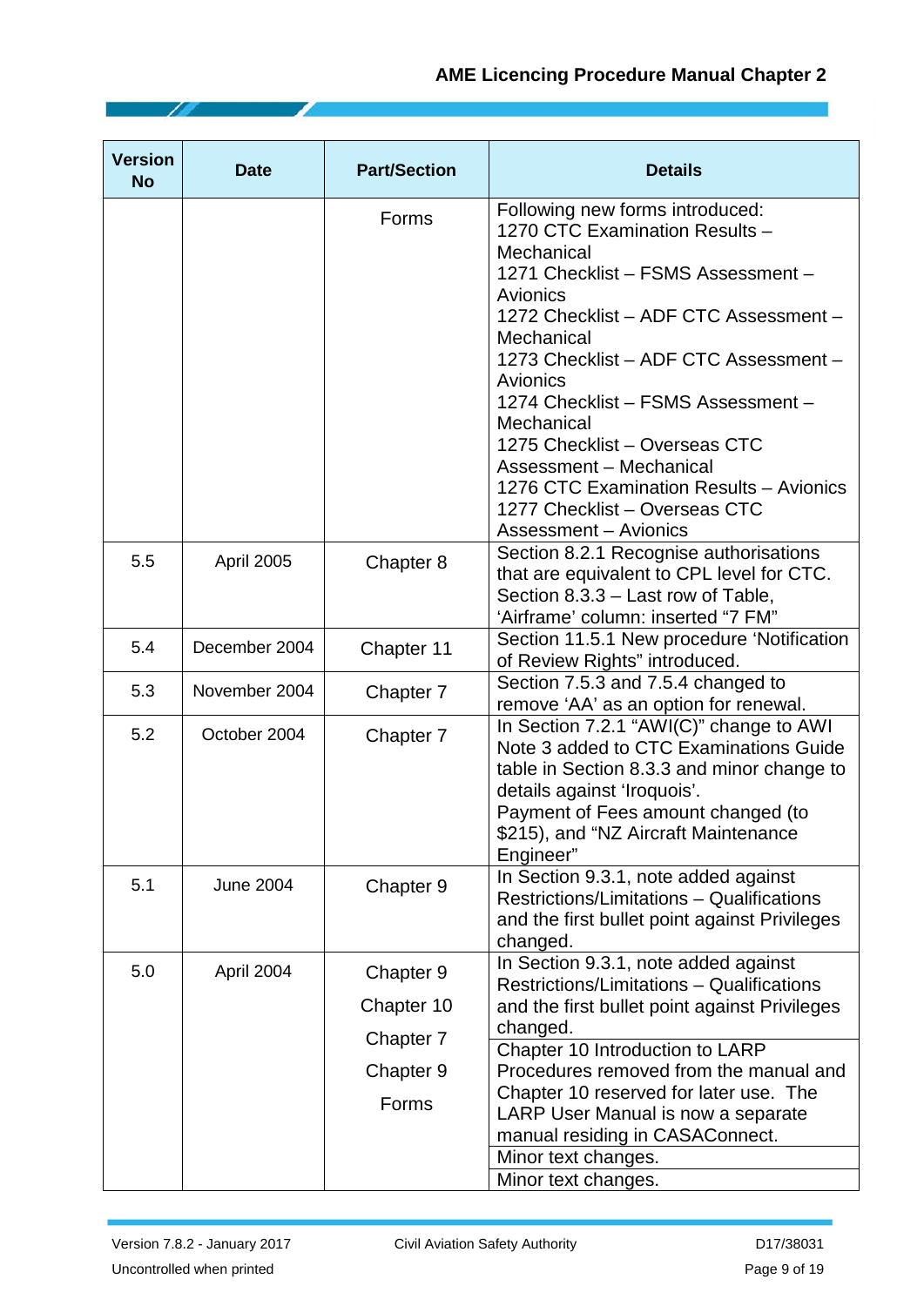| Version No | Date | Part/Section | Details |
|---|---|---|---|
| | | Forms | Following new forms introduced:<br>1270 CTC Examination Results – Mechanical<br>1271 Checklist – FSMS Assessment – Avionics<br>1272 Checklist – ADF CTC Assessment – Mechanical<br>1273 Checklist – ADF CTC Assessment – Avionics<br>1274 Checklist – FSMS Assessment – Mechanical<br>1275 Checklist – Overseas CTC Assessment – Mechanical<br>1276 CTC Examination Results – Avionics<br>1277 Checklist – Overseas CTC Assessment – Avionics |
| 5.5 | April 2005 | Chapter 8 | Section 8.2.1 Recognise authorisations that are equivalent to CPL level for CTC.<br>Section 8.3.3 – Last row of Table, ‘Airframe’ column: inserted “7 FM” |
| 5.4 | December 2004 | Chapter 11 | Section 11.5.1 New procedure ‘Notification of Review Rights” introduced. |
| 5.3 | November 2004 | Chapter 7 | Section 7.5.3 and 7.5.4 changed to remove ‘AA’ as an option for renewal. |
| 5.2 | October 2004 | Chapter 7 | In Section 7.2.1 “AWI(C)” change to AWI Note 3 added to CTC Examinations Guide table in Section 8.3.3 and minor change to details against ‘Iroquois’.<br>Payment of Fees amount changed (to $215), and “NZ Aircraft Maintenance Engineer” |
| 5.1 | June 2004 | Chapter 9 | In Section 9.3.1, note added against Restrictions/Limitations – Qualifications and the first bullet point against Privileges changed. |
| 5.0 | April 2004 | Chapter 9 | In Section 9.3.1, note added against Restrictions/Limitations – Qualifications and the first bullet point against Privileges changed. |
| | | Chapter 10 | Chapter 10 Introduction to LARP Procedures removed from the manual and Chapter 10 reserved for later use. The LARP User Manual is now a separate manual residing in CASAConnect. |
| | | Chapter 7 | Minor text changes. |
| | | Chapter 9 | Minor text changes. |
| | | Forms | |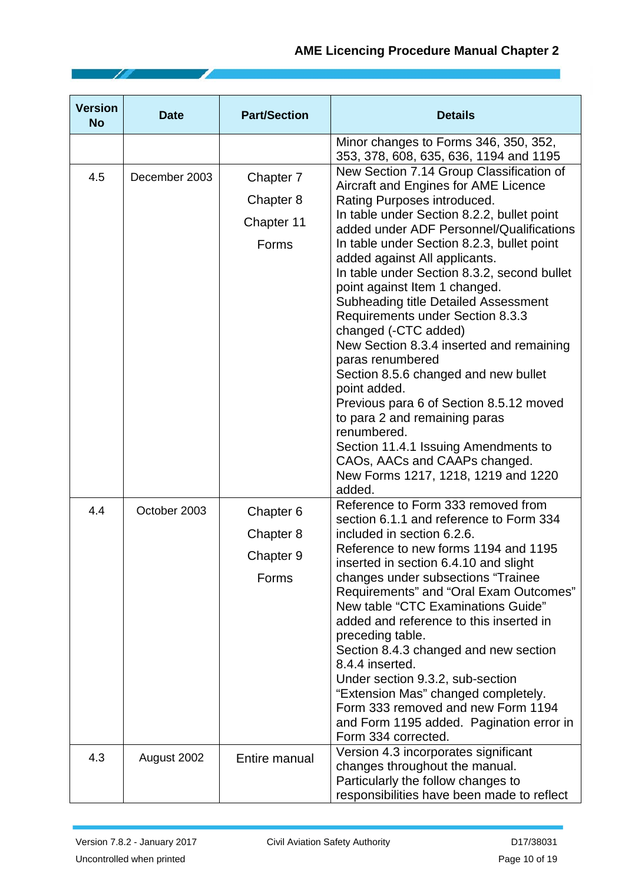| Version No | Date | Part/Section | Details |
|---|---|---|---|
| | | | Minor changes to Forms 346, 350, 352, 353, 378, 608, 635, 636, 1194 and 1195 |
| 4.5 | December 2003 | Chapter 7<br>Chapter 8<br>Chapter 11<br>Forms | New Section 7.14 Group Classification of Aircraft and Engines for AME Licence Rating Purposes introduced.<br>In table under Section 8.2.2, bullet point added under ADF Personnel/Qualifications<br>In table under Section 8.2.3, bullet point added against All applicants.<br>In table under Section 8.3.2, second bullet point against Item 1 changed.<br>Subheading title Detailed Assessment Requirements under Section 8.3.3 changed (-CTC added)<br>New Section 8.3.4 inserted and remaining paras renumbered<br>Section 8.5.6 changed and new bullet point added.<br>Previous para 6 of Section 8.5.12 moved to para 2 and remaining paras renumbered.<br>Section 11.4.1 Issuing Amendments to CAOs, AACs and CAAPs changed.<br>New Forms 1217, 1218, 1219 and 1220 added. |
| 4.4 | October 2003 | Chapter 6<br>Chapter 8<br>Chapter 9<br>Forms | Reference to Form 333 removed from section 6.1.1 and reference to Form 334 included in section 6.2.6.<br>Reference to new forms 1194 and 1195 inserted in section 6.4.10 and slight changes under subsections "Trainee Requirements" and "Oral Exam Outcomes"<br>New table "CTC Examinations Guide" added and reference to this inserted in preceding table.<br>Section 8.4.3 changed and new section 8.4.4 inserted.<br>Under section 9.3.2, sub-section "Extension Mas" changed completely.<br>Form 333 removed and new Form 1194 and Form 1195 added. Pagination error in Form 334 corrected. |
| 4.3 | August 2002 | Entire manual | Version 4.3 incorporates significant changes throughout the manual. Particularly the follow changes to responsibilities have been made to reflect |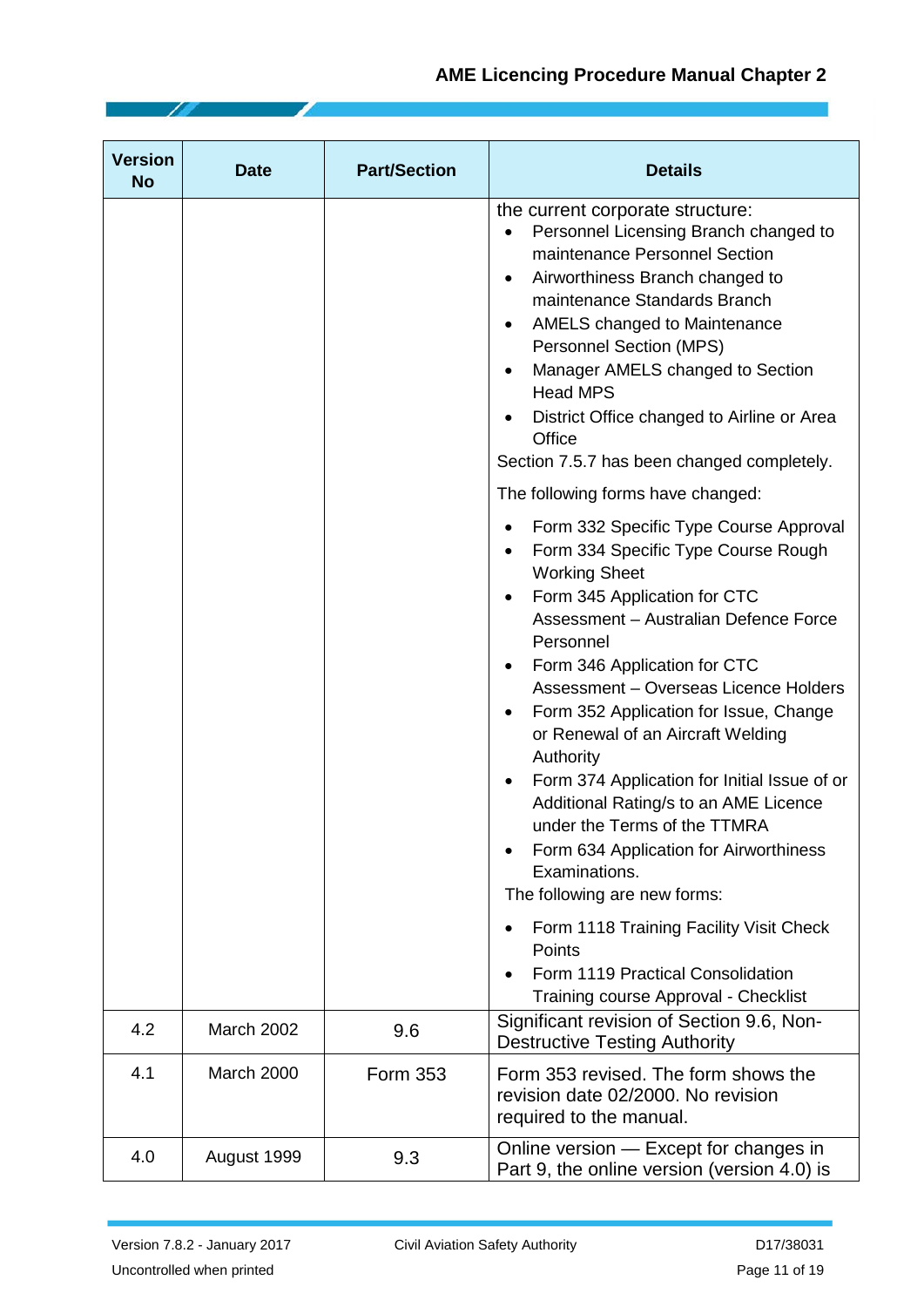| Version No | Date | Part/Section | Details |
|---|---|---|---|
| | | | the current corporate structure: • Personnel Licensing Branch changed to maintenance Personnel Section • Airworthiness Branch changed to maintenance Standards Branch • AMELS changed to Maintenance Personnel Section (MPS) • Manager AMELS changed to Section Head MPS • District Office changed to Airline or Area Office<br>Section 7.5.7 has been changed completely.<br>The following forms have changed:<br>• Form 332 Specific Type Course Approval • Form 334 Specific Type Course Rough Working Sheet • Form 345 Application for CTC Assessment – Australian Defence Force Personnel • Form 346 Application for CTC Assessment – Overseas Licence Holders • Form 352 Application for Issue, Change or Renewal of an Aircraft Welding Authority • Form 374 Application for Initial Issue of or Additional Rating/s to an AME Licence under the Terms of the TTMRA • Form 634 Application for Airworthiness Examinations.<br>The following are new forms:<br>• Form 1118 Training Facility Visit Check Points • Form 1119 Practical Consolidation Training course Approval - Checklist |
| 4.2 | March 2002 | 9.6 | Significant revision of Section 9.6, Non-Destructive Testing Authority |
| 4.1 | March 2000 | Form 353 | Form 353 revised. The form shows the revision date 02/2000. No revision required to the manual. |
| 4.0 | August 1999 | 9.3 | Online version — Except for changes in Part 9, the online version (version 4.0) is |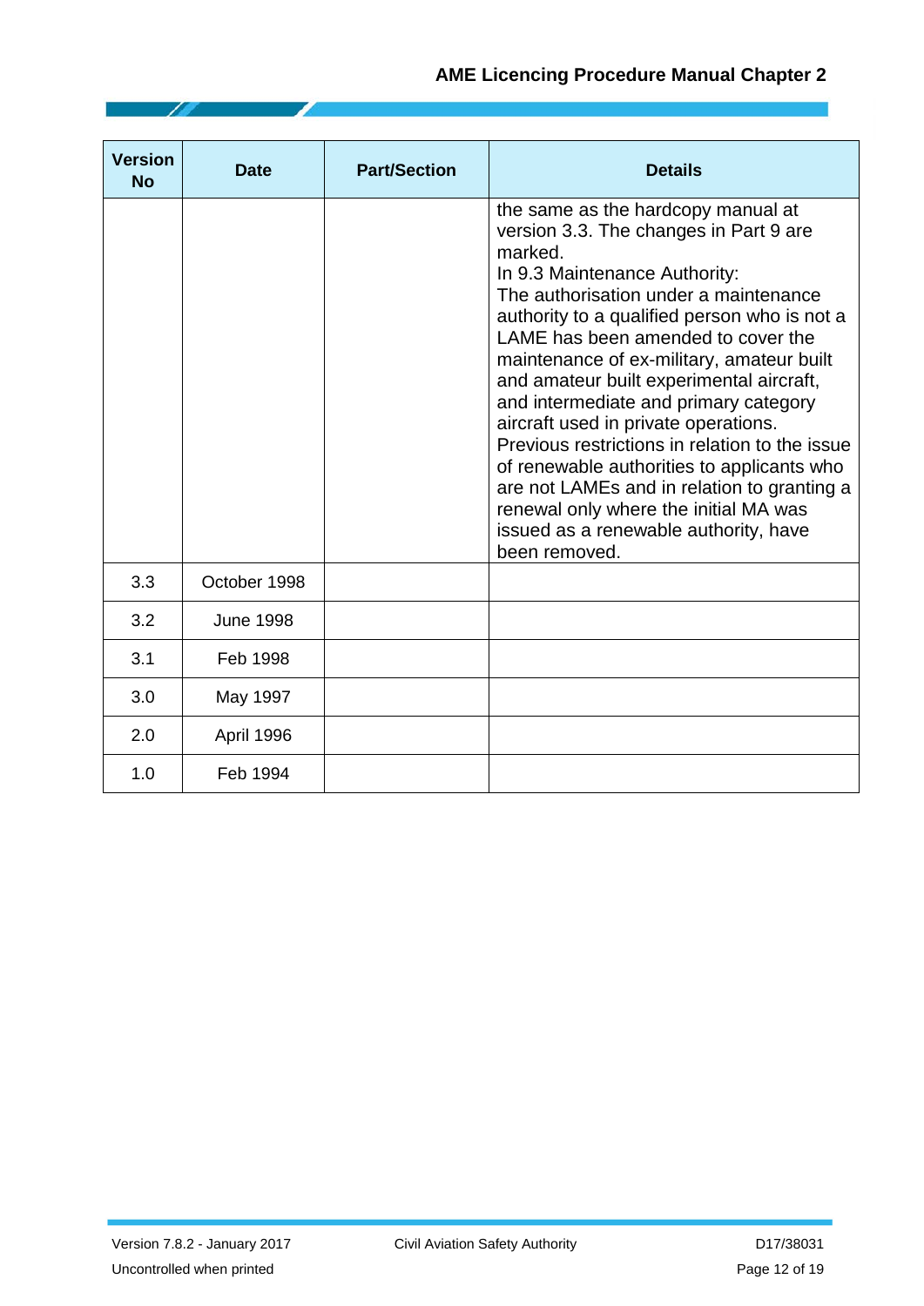| Version No | Date | Part/Section | Details |
| --- | --- | --- | --- |
| | | | the same as the hardcopy manual at version 3.3. The changes in Part 9 are marked.<br>In 9.3 Maintenance Authority:<br>The authorisation under a maintenance authority to a qualified person who is not a LAME has been amended to cover the maintenance of ex-military, amateur built and amateur built experimental aircraft, and intermediate and primary category aircraft used in private operations.<br>Previous restrictions in relation to the issue of renewable authorities to applicants who are not LAMEs and in relation to granting a renewal only where the initial MA was issued as a renewable authority, have been removed. |
| 3.3 | October 1998 | | |
| 3.2 | June 1998 | | |
| 3.1 | Feb 1998 | | |
| 3.0 | May 1997 | | |
| 2.0 | April 1996 | | |
| 1.0 | Feb 1994 | | |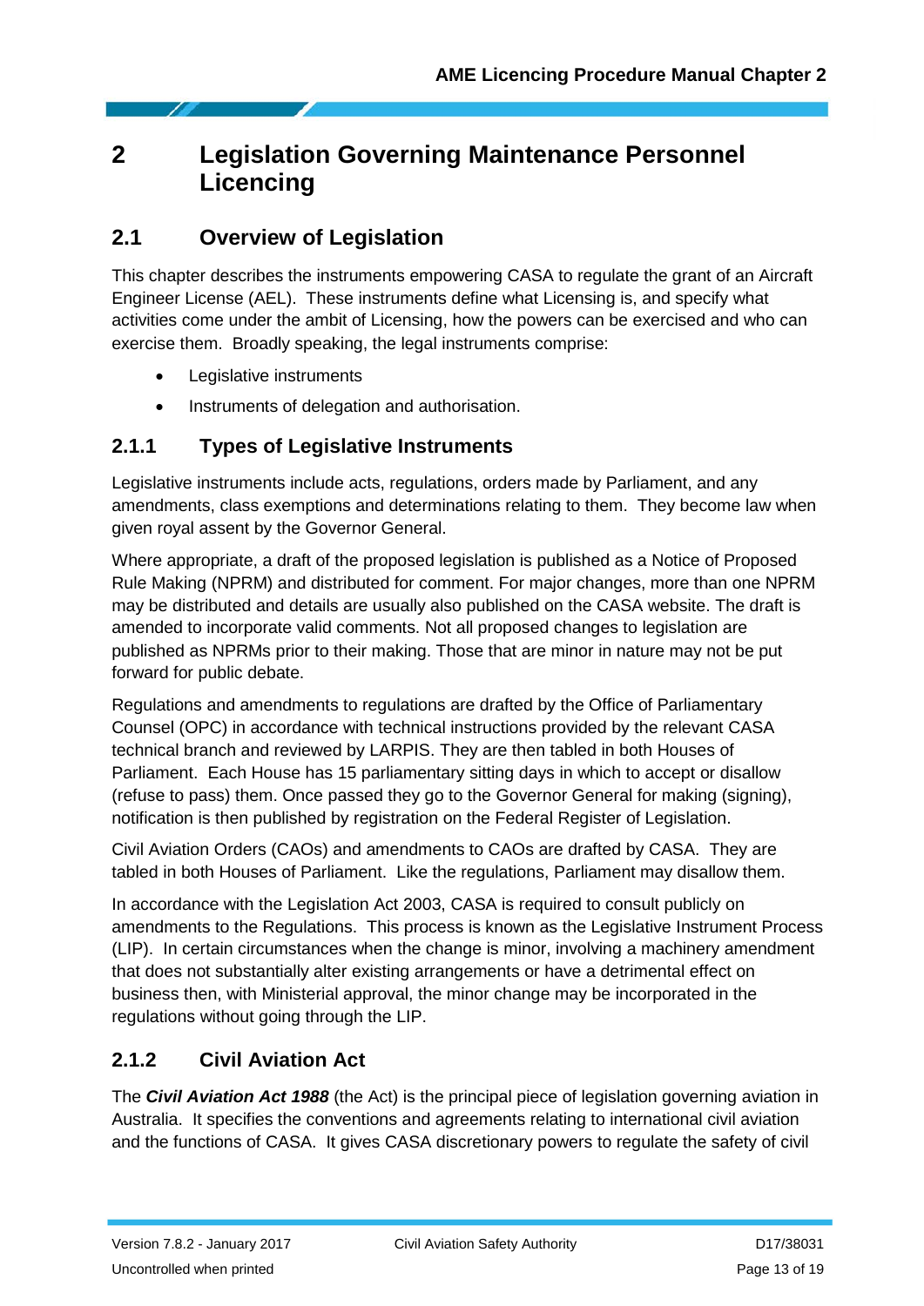# 2 Legislation Governing Maintenance Personnel Licencing

## 2.1 Overview of Legislation

This chapter describes the instruments empowering CASA to regulate the grant of an Aircraft Engineer License (AEL). These instruments define what Licensing is, and specify what activities come under the ambit of Licensing, how the powers can be exercised and who can exercise them. Broadly speaking, the legal instruments comprise:

- Legislative instruments
- Instruments of delegation and authorisation.

### 2.1.1 Types of Legislative Instruments

Legislative instruments include acts, regulations, orders made by Parliament, and any amendments, class exemptions and determinations relating to them. They become law when given royal assent by the Governor General.

Where appropriate, a draft of the proposed legislation is published as a Notice of Proposed Rule Making (NPRM) and distributed for comment. For major changes, more than one NPRM may be distributed and details are usually also published on the CASA website. The draft is amended to incorporate valid comments. Not all proposed changes to legislation are published as NPRMs prior to their making. Those that are minor in nature may not be put forward for public debate.

Regulations and amendments to regulations are drafted by the Office of Parliamentary Counsel (OPC) in accordance with technical instructions provided by the relevant CASA technical branch and reviewed by LARPIS. They are then tabled in both Houses of Parliament. Each House has 15 parliamentary sitting days in which to accept or disallow (refuse to pass) them. Once passed they go to the Governor General for making (signing), notification is then published by registration on the Federal Register of Legislation.

Civil Aviation Orders (CAOs) and amendments to CAOs are drafted by CASA. They are tabled in both Houses of Parliament. Like the regulations, Parliament may disallow them.

In accordance with the Legislation Act 2003, CASA is required to consult publicly on amendments to the Regulations. This process is known as the Legislative Instrument Process (LIP). In certain circumstances when the change is minor, involving a machinery amendment that does not substantially alter existing arrangements or have a detrimental effect on business then, with Ministerial approval, the minor change may be incorporated in the regulations without going through the LIP.

### 2.1.2 Civil Aviation Act

The ***Civil Aviation Act 1988*** (the Act) is the principal piece of legislation governing aviation in Australia. It specifies the conventions and agreements relating to international civil aviation and the functions of CASA. It gives CASA discretionary powers to regulate the safety of civil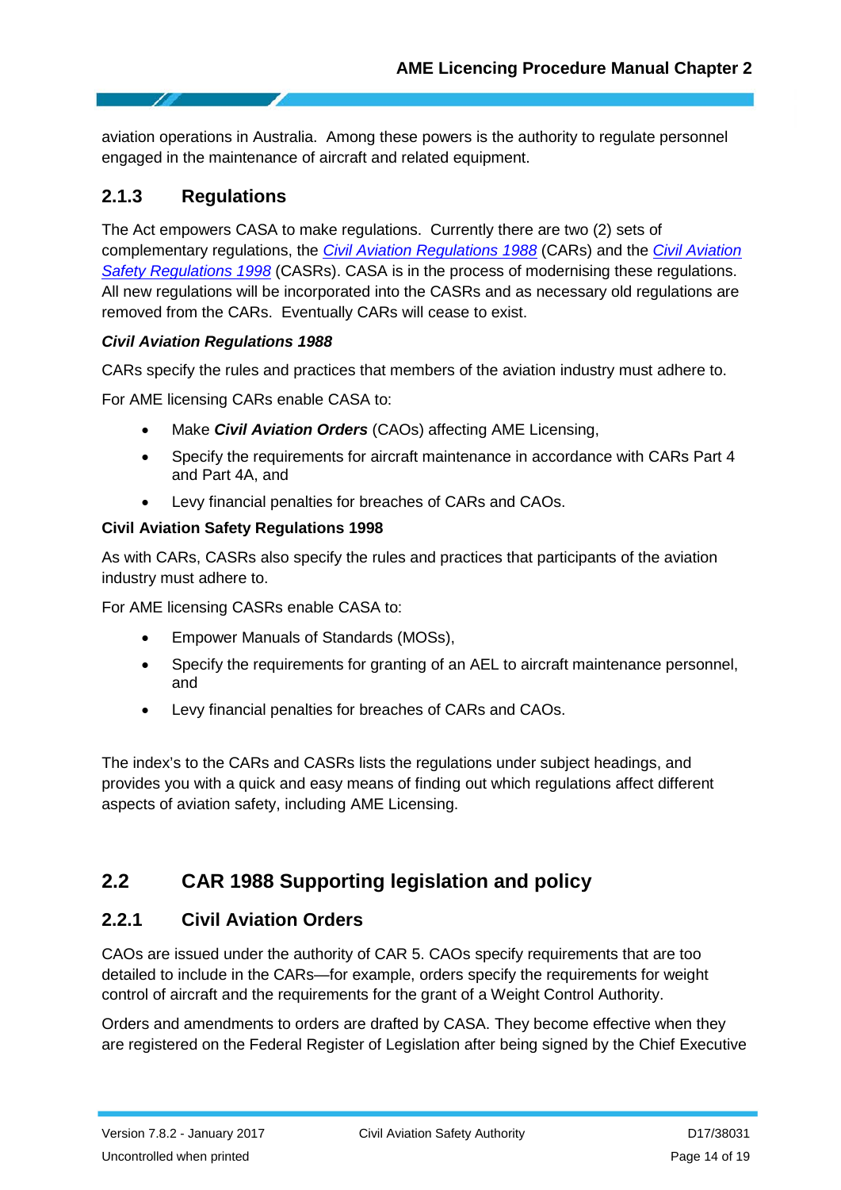aviation operations in Australia. Among these powers is the authority to regulate personnel engaged in the maintenance of aircraft and related equipment.

### 2.1.3 Regulations

The Act empowers CASA to make regulations. Currently there are two (2) sets of complementary regulations, the *Civil Aviation Regulations 1988* (CARs) and the *Civil Aviation Safety Regulations 1998* (CASRs). CASA is in the process of modernising these regulations. All new regulations will be incorporated into the CASRs and as necessary old regulations are removed from the CARs. Eventually CARs will cease to exist.

***Civil Aviation Regulations 1988***

CARs specify the rules and practices that members of the aviation industry must adhere to.

For AME licensing CARs enable CASA to:

- Make ***Civil Aviation Orders*** (CAOs) affecting AME Licensing,
- Specify the requirements for aircraft maintenance in accordance with CARs Part 4 and Part 4A, and
- Levy financial penalties for breaches of CARs and CAOs.

**Civil Aviation Safety Regulations 1998**

As with CARs, CASRs also specify the rules and practices that participants of the aviation industry must adhere to.

For AME licensing CASRs enable CASA to:

- Empower Manuals of Standards (MOSs),
- Specify the requirements for granting of an AEL to aircraft maintenance personnel, and
- Levy financial penalties for breaches of CARs and CAOs.

The index's to the CARs and CASRs lists the regulations under subject headings, and provides you with a quick and easy means of finding out which regulations affect different aspects of aviation safety, including AME Licensing.

## 2.2 CAR 1988 Supporting legislation and policy

### 2.2.1 Civil Aviation Orders

CAOs are issued under the authority of CAR 5. CAOs specify requirements that are too detailed to include in the CARs—for example, orders specify the requirements for weight control of aircraft and the requirements for the grant of a Weight Control Authority.

Orders and amendments to orders are drafted by CASA. They become effective when they are registered on the Federal Register of Legislation after being signed by the Chief Executive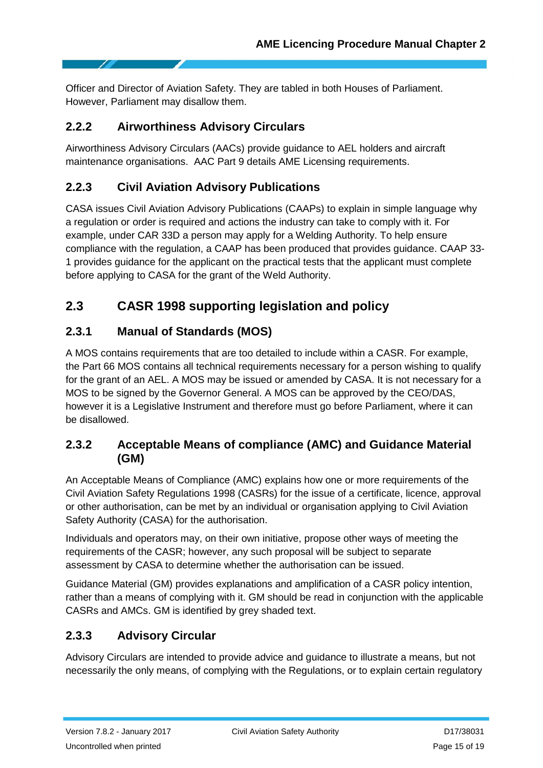Officer and Director of Aviation Safety. They are tabled in both Houses of Parliament. However, Parliament may disallow them.

### 2.2.2 Airworthiness Advisory Circulars

Airworthiness Advisory Circulars (AACs) provide guidance to AEL holders and aircraft maintenance organisations. AAC Part 9 details AME Licensing requirements.

### 2.2.3 Civil Aviation Advisory Publications

CASA issues Civil Aviation Advisory Publications (CAAPs) to explain in simple language why a regulation or order is required and actions the industry can take to comply with it. For example, under CAR 33D a person may apply for a Welding Authority. To help ensure compliance with the regulation, a CAAP has been produced that provides guidance. CAAP 33-1 provides guidance for the applicant on the practical tests that the applicant must complete before applying to CASA for the grant of the Weld Authority.

## 2.3 CASR 1998 supporting legislation and policy

### 2.3.1 Manual of Standards (MOS)

A MOS contains requirements that are too detailed to include within a CASR. For example, the Part 66 MOS contains all technical requirements necessary for a person wishing to qualify for the grant of an AEL. A MOS may be issued or amended by CASA. It is not necessary for a MOS to be signed by the Governor General. A MOS can be approved by the CEO/DAS, however it is a Legislative Instrument and therefore must go before Parliament, where it can be disallowed.

### 2.3.2 Acceptable Means of compliance (AMC) and Guidance Material (GM)

An Acceptable Means of Compliance (AMC) explains how one or more requirements of the Civil Aviation Safety Regulations 1998 (CASRs) for the issue of a certificate, licence, approval or other authorisation, can be met by an individual or organisation applying to Civil Aviation Safety Authority (CASA) for the authorisation.

Individuals and operators may, on their own initiative, propose other ways of meeting the requirements of the CASR; however, any such proposal will be subject to separate assessment by CASA to determine whether the authorisation can be issued.

Guidance Material (GM) provides explanations and amplification of a CASR policy intention, rather than a means of complying with it. GM should be read in conjunction with the applicable CASRs and AMCs. GM is identified by grey shaded text.

### 2.3.3 Advisory Circular

Advisory Circulars are intended to provide advice and guidance to illustrate a means, but not necessarily the only means, of complying with the Regulations, or to explain certain regulatory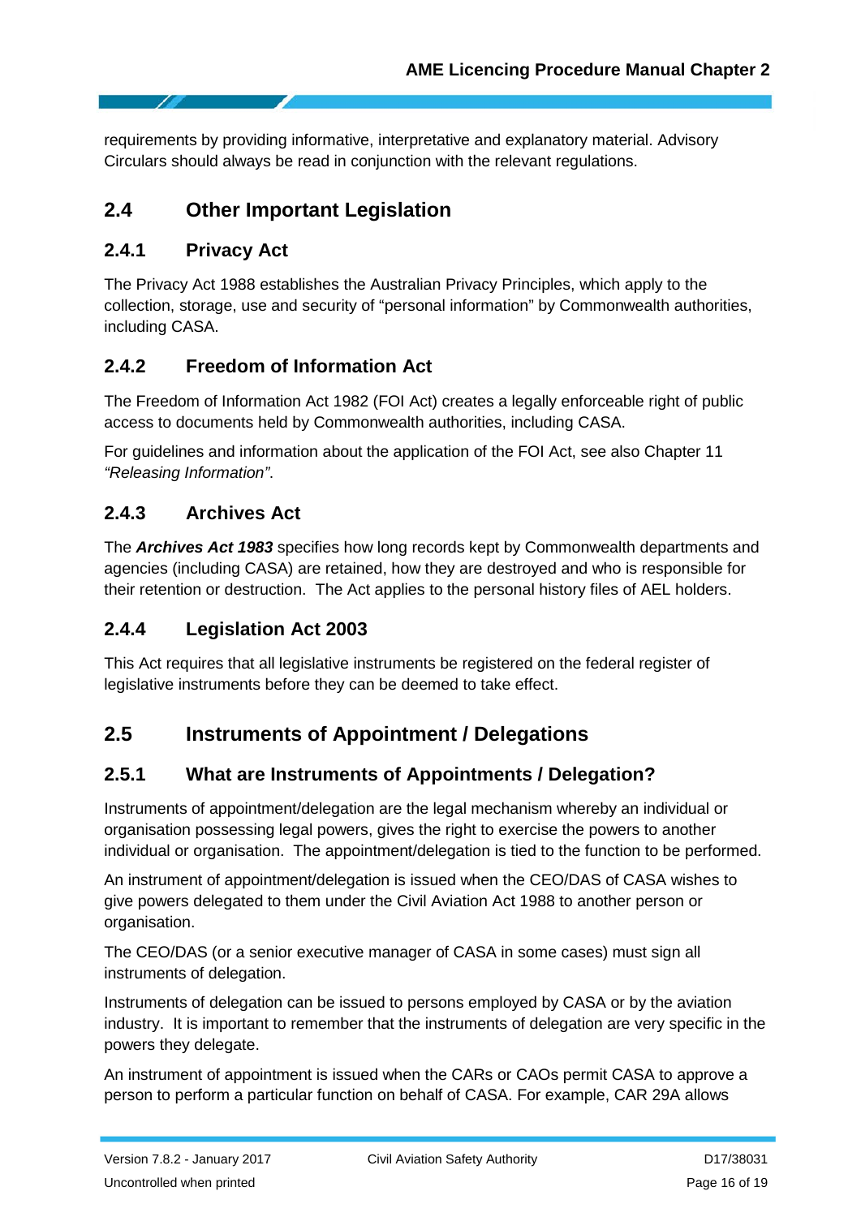requirements by providing informative, interpretative and explanatory material. Advisory Circulars should always be read in conjunction with the relevant regulations.

## 2.4 Other Important Legislation

### 2.4.1 Privacy Act

The Privacy Act 1988 establishes the Australian Privacy Principles, which apply to the collection, storage, use and security of "personal information" by Commonwealth authorities, including CASA.

### 2.4.2 Freedom of Information Act

The Freedom of Information Act 1982 (FOI Act) creates a legally enforceable right of public access to documents held by Commonwealth authorities, including CASA.

For guidelines and information about the application of the FOI Act, see also Chapter 11 *"Releasing Information"*.

### 2.4.3 Archives Act

The ***Archives Act 1983*** specifies how long records kept by Commonwealth departments and agencies (including CASA) are retained, how they are destroyed and who is responsible for their retention or destruction. The Act applies to the personal history files of AEL holders.

### 2.4.4 Legislation Act 2003

This Act requires that all legislative instruments be registered on the federal register of legislative instruments before they can be deemed to take effect.

## 2.5 Instruments of Appointment / Delegations

### 2.5.1 What are Instruments of Appointments / Delegation?

Instruments of appointment/delegation are the legal mechanism whereby an individual or organisation possessing legal powers, gives the right to exercise the powers to another individual or organisation. The appointment/delegation is tied to the function to be performed.

An instrument of appointment/delegation is issued when the CEO/DAS of CASA wishes to give powers delegated to them under the Civil Aviation Act 1988 to another person or organisation.

The CEO/DAS (or a senior executive manager of CASA in some cases) must sign all instruments of delegation.

Instruments of delegation can be issued to persons employed by CASA or by the aviation industry. It is important to remember that the instruments of delegation are very specific in the powers they delegate.

An instrument of appointment is issued when the CARs or CAOs permit CASA to approve a person to perform a particular function on behalf of CASA. For example, CAR 29A allows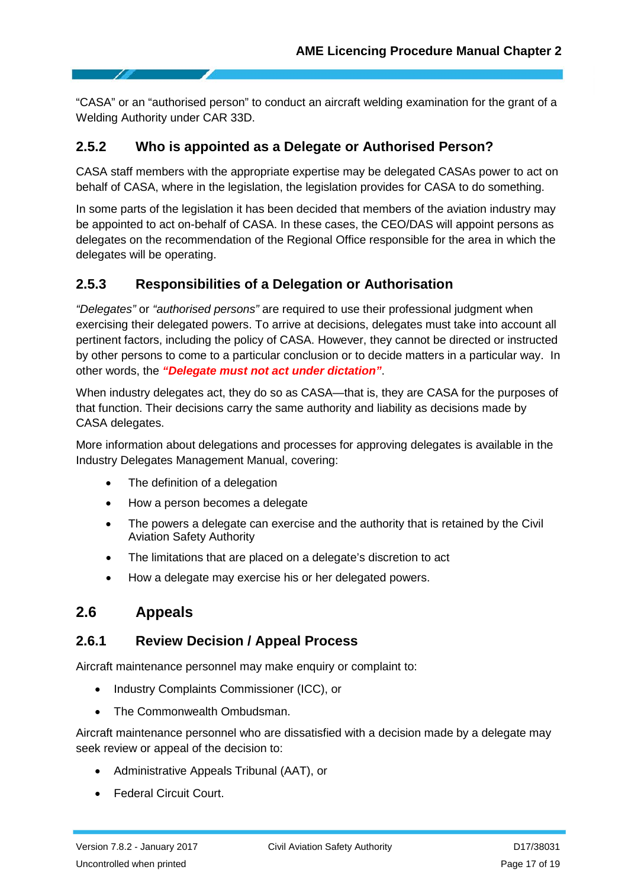"CASA" or an "authorised person" to conduct an aircraft welding examination for the grant of a Welding Authority under CAR 33D.

### 2.5.2 Who is appointed as a Delegate or Authorised Person?

CASA staff members with the appropriate expertise may be delegated CASAs power to act on behalf of CASA, where in the legislation, the legislation provides for CASA to do something.

In some parts of the legislation it has been decided that members of the aviation industry may be appointed to act on-behalf of CASA. In these cases, the CEO/DAS will appoint persons as delegates on the recommendation of the Regional Office responsible for the area in which the delegates will be operating.

### 2.5.3 Responsibilities of a Delegation or Authorisation

*"Delegates"* or *"authorised persons"* are required to use their professional judgment when exercising their delegated powers. To arrive at decisions, delegates must take into account all pertinent factors, including the policy of CASA. However, they cannot be directed or instructed by other persons to come to a particular conclusion or to decide matters in a particular way. In other words, the ***"Delegate must not act under dictation"***.

When industry delegates act, they do so as CASA—that is, they are CASA for the purposes of that function. Their decisions carry the same authority and liability as decisions made by CASA delegates.

More information about delegations and processes for approving delegates is available in the Industry Delegates Management Manual, covering:

- The definition of a delegation
- How a person becomes a delegate
- The powers a delegate can exercise and the authority that is retained by the Civil Aviation Safety Authority
- The limitations that are placed on a delegate's discretion to act
- How a delegate may exercise his or her delegated powers.

## 2.6 Appeals

### 2.6.1 Review Decision / Appeal Process

Aircraft maintenance personnel may make enquiry or complaint to:

- Industry Complaints Commissioner (ICC), or
- The Commonwealth Ombudsman.

Aircraft maintenance personnel who are dissatisfied with a decision made by a delegate may seek review or appeal of the decision to:

- Administrative Appeals Tribunal (AAT), or
- Federal Circuit Court.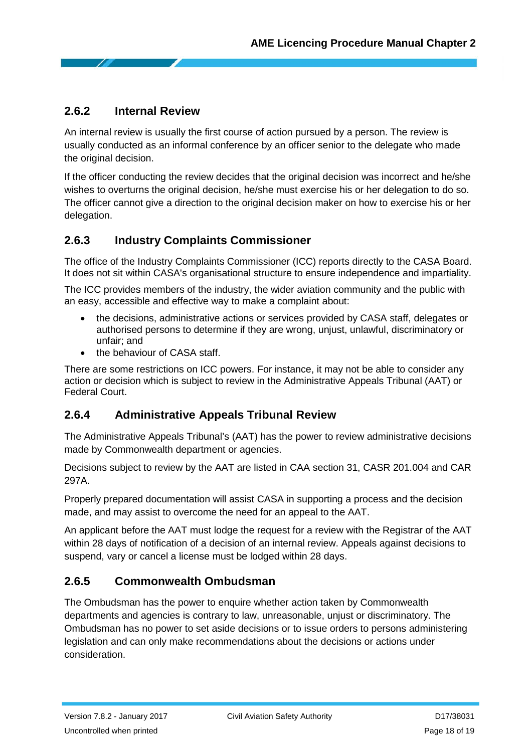### 2.6.2 Internal Review

An internal review is usually the first course of action pursued by a person. The review is usually conducted as an informal conference by an officer senior to the delegate who made the original decision.

If the officer conducting the review decides that the original decision was incorrect and he/she wishes to overturns the original decision, he/she must exercise his or her delegation to do so. The officer cannot give a direction to the original decision maker on how to exercise his or her delegation.

### 2.6.3 Industry Complaints Commissioner

The office of the Industry Complaints Commissioner (ICC) reports directly to the CASA Board. It does not sit within CASA's organisational structure to ensure independence and impartiality.

The ICC provides members of the industry, the wider aviation community and the public with an easy, accessible and effective way to make a complaint about:

- the decisions, administrative actions or services provided by CASA staff, delegates or authorised persons to determine if they are wrong, unjust, unlawful, discriminatory or unfair; and
- the behaviour of CASA staff.

There are some restrictions on ICC powers. For instance, it may not be able to consider any action or decision which is subject to review in the Administrative Appeals Tribunal (AAT) or Federal Court.

### 2.6.4 Administrative Appeals Tribunal Review

The Administrative Appeals Tribunal's (AAT) has the power to review administrative decisions made by Commonwealth department or agencies.

Decisions subject to review by the AAT are listed in CAA section 31, CASR 201.004 and CAR 297A.

Properly prepared documentation will assist CASA in supporting a process and the decision made, and may assist to overcome the need for an appeal to the AAT.

An applicant before the AAT must lodge the request for a review with the Registrar of the AAT within 28 days of notification of a decision of an internal review. Appeals against decisions to suspend, vary or cancel a license must be lodged within 28 days.

### 2.6.5 Commonwealth Ombudsman

The Ombudsman has the power to enquire whether action taken by Commonwealth departments and agencies is contrary to law, unreasonable, unjust or discriminatory. The Ombudsman has no power to set aside decisions or to issue orders to persons administering legislation and can only make recommendations about the decisions or actions under consideration.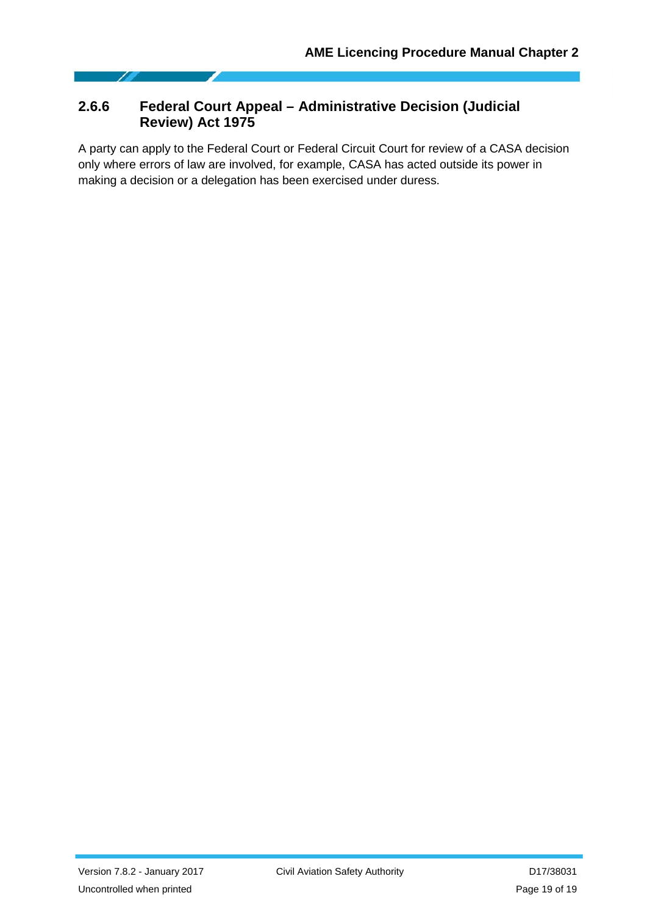### 2.6.6 Federal Court Appeal – Administrative Decision (Judicial Review) Act 1975

A party can apply to the Federal Court or Federal Circuit Court for review of a CASA decision only where errors of law are involved, for example, CASA has acted outside its power in making a decision or a delegation has been exercised under duress.